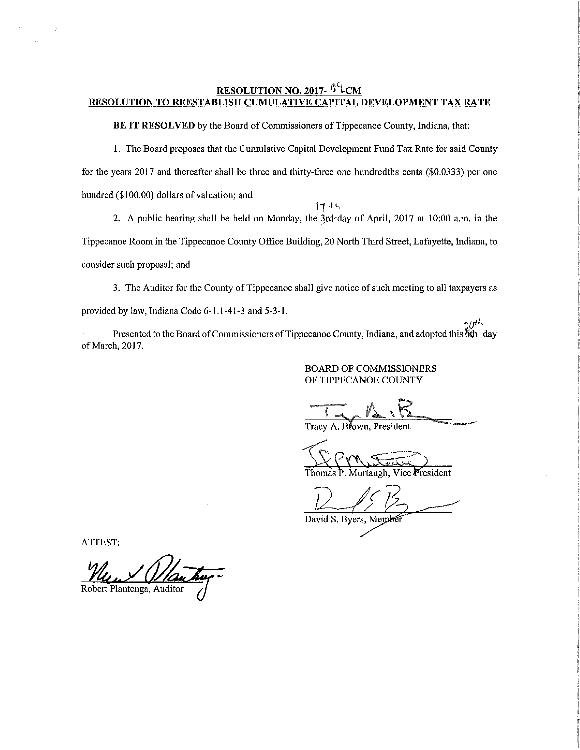**RESOLUTION NO. 2017- 09 CM**
**RESOLUTION TO REESTABLISH CUMULATIVE CAPITAL DEVELOPMENT TAX RATE**

**BE IT RESOLVED** by the Board of Commissioners of Tippecanoe County, Indiana, that:

1. The Board proposes that the Cumulative Capital Development Fund Tax Rate for said County for the years 2017 and thereafter shall be three and thirty-three one hundredths cents ($0.0333) per one hundred ($100.00) dollars of valuation; and

2. A public hearing shall be held on Monday, the ~~3rd~~ 17th day of April, 2017 at 10:00 a.m. in the Tippecanoe Room in the Tippecanoe County Office Building, 20 North Third Street, Lafayette, Indiana, to consider such proposal; and

3. The Auditor for the County of Tippecanoe shall give notice of such meeting to all taxpayers as provided by law, Indiana Code 6-1.1-41-3 and 5-3-1.

Presented to the Board of Commissioners of Tippecanoe County, Indiana, and adopted this ~~6th~~ 20th day of March, 2017.

BOARD OF COMMISSIONERS
OF TIPPECANOE COUNTY

Tracy A. Brown, President

Thomas P. Murtaugh, Vice President

David S. Byers, Member

ATTEST:

Robert Plantenga, Auditor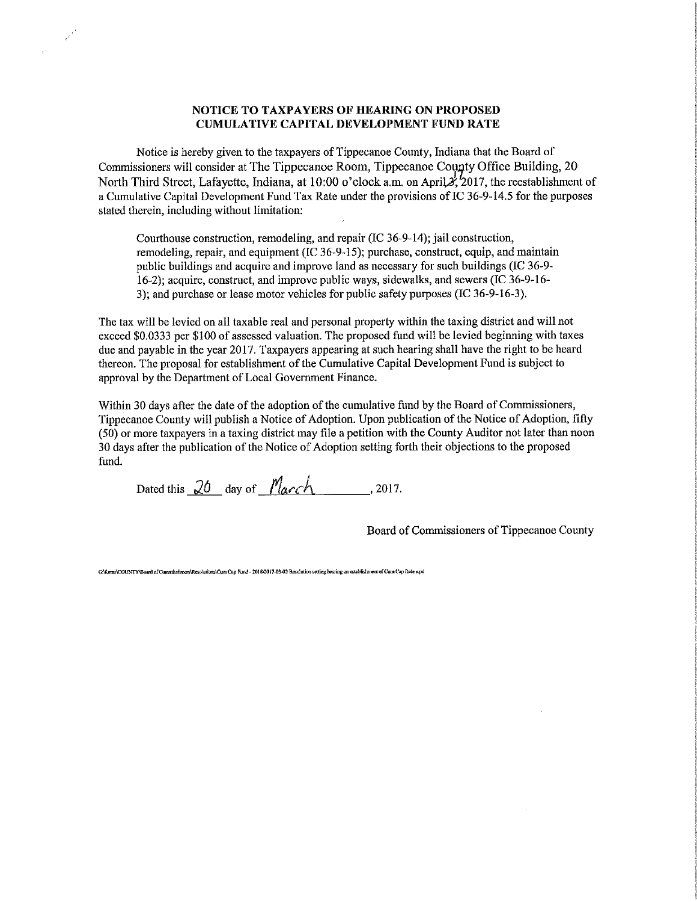**NOTICE TO TAXPAYERS OF HEARING ON PROPOSED CUMULATIVE CAPITAL DEVELOPMENT FUND RATE**

Notice is hereby given to the taxpayers of Tippecanoe County, Indiana that the Board of Commissioners will consider at The Tippecanoe Room, Tippecanoe County Office Building, 20 North Third Street, Lafayette, Indiana, at 10:00 o'clock a.m. on April 17, 2017, the reestablishment of a Cumulative Capital Development Fund Tax Rate under the provisions of IC 36-9-14.5 for the purposes stated therein, including without limitation:

> Courthouse construction, remodeling, and repair (IC 36-9-14); jail construction, remodeling, repair, and equipment (IC 36-9-15); purchase, construct, equip, and maintain public buildings and acquire and improve land as necessary for such buildings (IC 36-9-16-2); acquire, construct, and improve public ways, sidewalks, and sewers (IC 36-9-16-3); and purchase or lease motor vehicles for public safety purposes (IC 36-9-16-3).

The tax will be levied on all taxable real and personal property within the taxing district and will not exceed $0.0333 per $100 of assessed valuation. The proposed fund will be levied beginning with taxes due and payable in the year 2017. Taxpayers appearing at such hearing shall have the right to be heard thereon. The proposal for establishment of the Cumulative Capital Development Fund is subject to approval by the Department of Local Government Finance.

Within 30 days after the date of the adoption of the cumulative fund by the Board of Commissioners, Tippecanoe County will publish a Notice of Adoption. Upon publication of the Notice of Adoption, fifty (50) or more taxpayers in a taxing district may file a petition with the County Auditor not later than noon 30 days after the publication of the Notice of Adoption setting forth their objections to the proposed fund.

Dated this 20 day of March, 2017.

Board of Commissioners of Tippecanoe County

G:\Lmm\COUNTY\Board of Commissioners\Resolutions\Cum Cap Fund - 2018\2017-03-02 Resolution setting hearing on establishment of Cum Cap Rate.wpd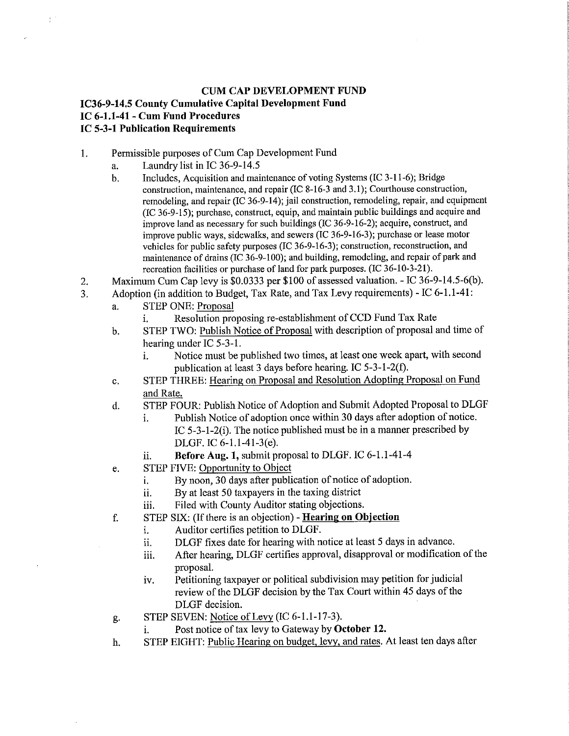**CUM CAP DEVELOPMENT FUND**

**IC36-9-14.5 County Cumulative Capital Development Fund**
**IC 6-1.1-41 - Cum Fund Procedures**
**IC 5-3-1 Publication Requirements**

1. Permissible purposes of Cum Cap Development Fund
   a. Laundry list in IC 36-9-14.5
   b. Includes, Acquisition and maintenance of voting Systems (IC 3-11-6); Bridge construction, maintenance, and repair (IC 8-16-3 and 3.1); Courthouse construction, remodeling, and repair (IC 36-9-14); jail construction, remodeling, repair, and equipment (IC 36-9-15); purchase, construct, equip, and maintain public buildings and acquire and improve land as necessary for such buildings (IC 36-9-16-2); acquire, construct, and improve public ways, sidewalks, and sewers (IC 36-9-16-3); purchase or lease motor vehicles for public safety purposes (IC 36-9-16-3); construction, reconstruction, and maintenance of drains (IC 36-9-100); and building, remodeling, and repair of park and recreation facilities or purchase of land for park purposes. (IC 36-10-3-21).
2. Maximum Cum Cap levy is $0.0333 per $100 of assessed valuation. - IC 36-9-14.5-6(b).
3. Adoption (in addition to Budget, Tax Rate, and Tax Levy requirements) - IC 6-1.1-41:
   a. STEP ONE: <u>Proposal</u>
      i. Resolution proposing re-establishment of CCD Fund Tax Rate
   b. STEP TWO: <u>Publish Notice of Proposal</u> with description of proposal and time of hearing under IC 5-3-1.
      i. Notice must be published two times, at least one week apart, with second publication at least 3 days before hearing. IC 5-3-1-2(f).
   c. STEP THREE: <u>Hearing on Proposal and Resolution Adopting Proposal on Fund and Rate.</u>
   d. STEP FOUR: Publish Notice of Adoption and Submit Adopted Proposal to DLGF
      i. Publish Notice of adoption once within 30 days after adoption of notice. IC 5-3-1-2(i). The notice published must be in a manner prescribed by DLGF. IC 6-1.1-41-3(e).
      ii. **Before Aug. 1,** submit proposal to DLGF. IC 6-1.1-41-4
   e. STEP FIVE: <u>Opportunity to Object</u>
      i. By noon, 30 days after publication of notice of adoption.
      ii. By at least 50 taxpayers in the taxing district
      iii. Filed with County Auditor stating objections.
   f. STEP SIX: (If there is an objection) - **<u>Hearing on Objection</u>**
      i. Auditor certifies petition to DLGF.
      ii. DLGF fixes date for hearing with notice at least 5 days in advance.
      iii. After hearing, DLGF certifies approval, disapproval or modification of the proposal.
      iv. Petitioning taxpayer or political subdivision may petition for judicial review of the DLGF decision by the Tax Court within 45 days of the DLGF decision.
   g. STEP SEVEN: <u>Notice of Levy</u> (IC 6-1.1-17-3).
      i. Post notice of tax levy to Gateway by **October 12.**
   h. STEP EIGHT: <u>Public Hearing on budget, levy, and rates.</u> At least ten days after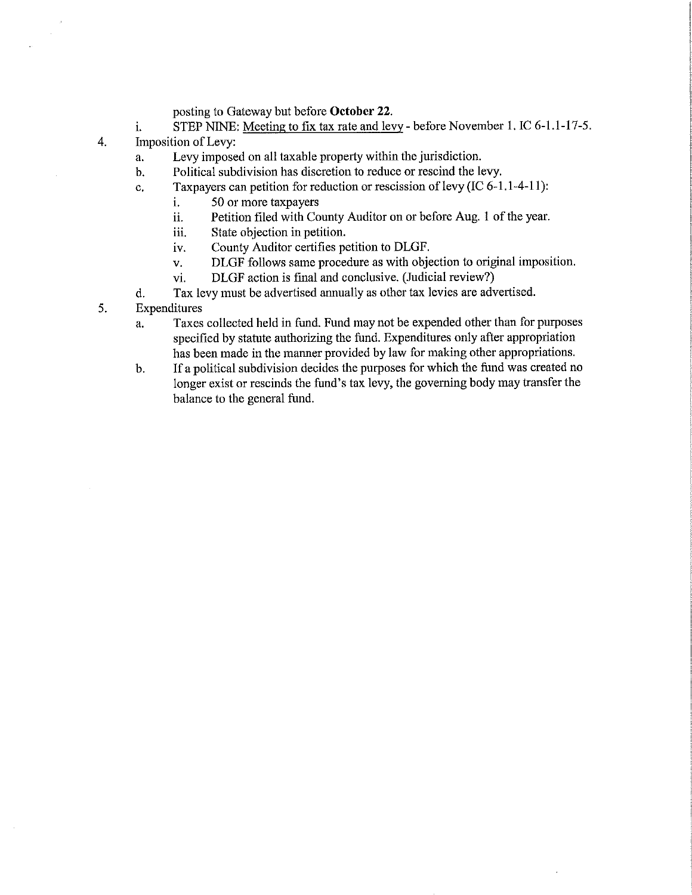posting to Gateway but before **October 22.**

i. STEP NINE: <u>Meeting to fix tax rate and levy</u> - before November 1. IC 6-1.1-17-5.

4. Imposition of Levy:
   a. Levy imposed on all taxable property within the jurisdiction.
   b. Political subdivision has discretion to reduce or rescind the levy.
   c. Taxpayers can petition for reduction or rescission of levy (IC 6-1.1-4-11):
      i. 50 or more taxpayers
      ii. Petition filed with County Auditor on or before Aug. 1 of the year.
      iii. State objection in petition.
      iv. County Auditor certifies petition to DLGF.
      v. DLGF follows same procedure as with objection to original imposition.
      vi. DLGF action is final and conclusive. (Judicial review?)
   d. Tax levy must be advertised annually as other tax levies are advertised.
5. Expenditures
   a. Taxes collected held in fund. Fund may not be expended other than for purposes specified by statute authorizing the fund. Expenditures only after appropriation has been made in the manner provided by law for making other appropriations.
   b. If a political subdivision decides the purposes for which the fund was created no longer exist or rescinds the fund's tax levy, the governing body may transfer the balance to the general fund.